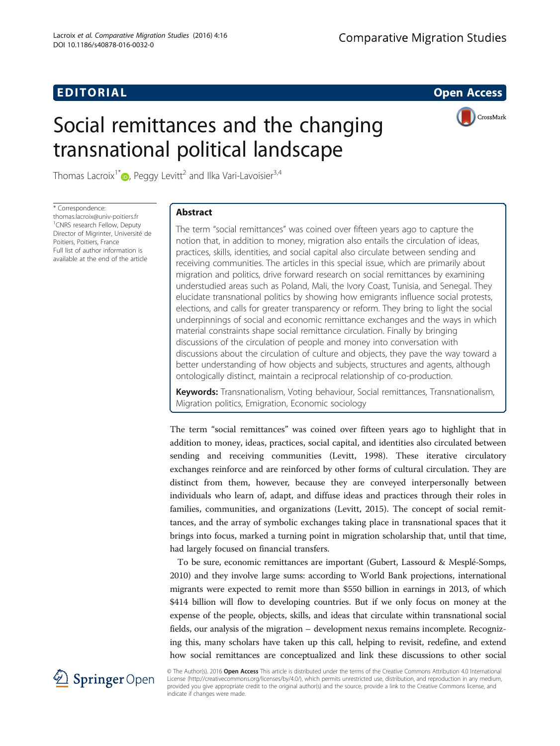EDITORIAL

Open Access

# Social remittances and the changing transnational political landscape

Thomas Lacroix[1*], Peggy Levitt[2] and Ilka Vari-Lavoisier[3,4]

\* Correspondence: thomas.lacroix@univ-poitiers.fr
[1]CNRS research Fellow, Deputy Director of Migrinter, Université de Poitiers, Poitiers, France
Full list of author information is available at the end of the article

## Abstract

The term "social remittances" was coined over fifteen years ago to capture the notion that, in addition to money, migration also entails the circulation of ideas, practices, skills, identities, and social capital also circulate between sending and receiving communities. The articles in this special issue, which are primarily about migration and politics, drive forward research on social remittances by examining understudied areas such as Poland, Mali, the Ivory Coast, Tunisia, and Senegal. They elucidate transnational politics by showing how emigrants influence social protests, elections, and calls for greater transparency or reform. They bring to light the social underpinnings of social and economic remittance exchanges and the ways in which material constraints shape social remittance circulation. Finally by bringing discussions of the circulation of people and money into conversation with discussions about the circulation of culture and objects, they pave the way toward a better understanding of how objects and subjects, structures and agents, although ontologically distinct, maintain a reciprocal relationship of co-production.

**Keywords:** Transnationalism, Voting behaviour, Social remittances, Transnationalism, Migration politics, Emigration, Economic sociology

The term "social remittances" was coined over fifteen years ago to highlight that in addition to money, ideas, practices, social capital, and identities also circulated between sending and receiving communities (Levitt, 1998). These iterative circulatory exchanges reinforce and are reinforced by other forms of cultural circulation. They are distinct from them, however, because they are conveyed interpersonally between individuals who learn of, adapt, and diffuse ideas and practices through their roles in families, communities, and organizations (Levitt, 2015). The concept of social remittances, and the array of symbolic exchanges taking place in transnational spaces that it brings into focus, marked a turning point in migration scholarship that, until that time, had largely focused on financial transfers.

To be sure, economic remittances are important (Gubert, Lassourd & Mesplé-Somps, 2010) and they involve large sums: according to World Bank projections, international migrants were expected to remit more than $550 billion in earnings in 2013, of which $414 billion will flow to developing countries. But if we only focus on money at the expense of the people, objects, skills, and ideas that circulate within transnational social fields, our analysis of the migration – development nexus remains incomplete. Recognizing this, many scholars have taken up this call, helping to revisit, redefine, and extend how social remittances are conceptualized and link these discussions to other social

© The Author(s). 2016 **Open Access** This article is distributed under the terms of the Creative Commons Attribution 4.0 International License (http://creativecommons.org/licenses/by/4.0/), which permits unrestricted use, distribution, and reproduction in any medium, provided you give appropriate credit to the original author(s) and the source, provide a link to the Creative Commons license, and indicate if changes were made.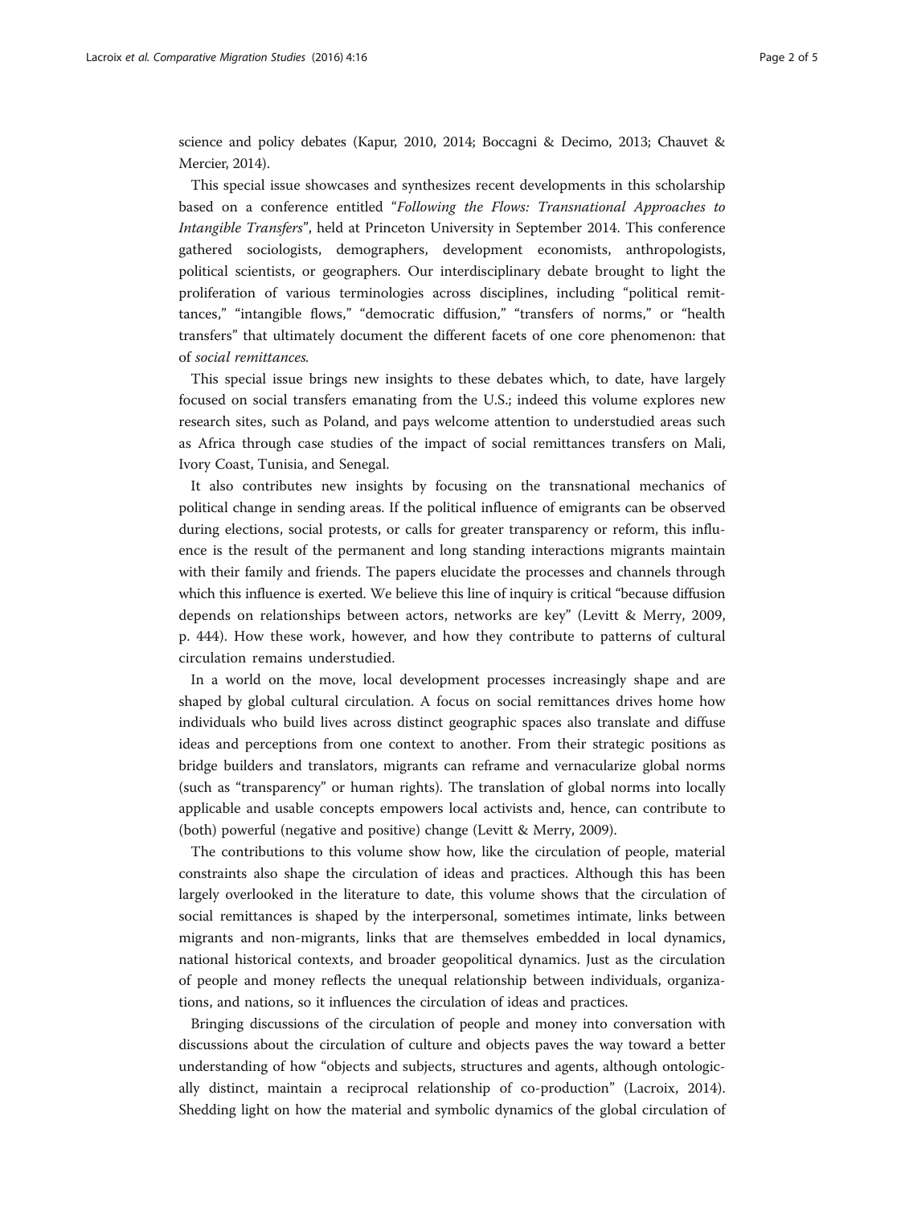science and policy debates (Kapur, 2010, 2014; Boccagni & Decimo, 2013; Chauvet & Mercier, 2014).

This special issue showcases and synthesizes recent developments in this scholarship based on a conference entitled "*Following the Flows: Transnational Approaches to Intangible Transfers*", held at Princeton University in September 2014. This conference gathered sociologists, demographers, development economists, anthropologists, political scientists, or geographers. Our interdisciplinary debate brought to light the proliferation of various terminologies across disciplines, including "political remittances," "intangible flows," "democratic diffusion," "transfers of norms," or "health transfers" that ultimately document the different facets of one core phenomenon: that of *social remittances.*

This special issue brings new insights to these debates which, to date, have largely focused on social transfers emanating from the U.S.; indeed this volume explores new research sites, such as Poland, and pays welcome attention to understudied areas such as Africa through case studies of the impact of social remittances transfers on Mali, Ivory Coast, Tunisia, and Senegal.

It also contributes new insights by focusing on the transnational mechanics of political change in sending areas. If the political influence of emigrants can be observed during elections, social protests, or calls for greater transparency or reform, this influence is the result of the permanent and long standing interactions migrants maintain with their family and friends. The papers elucidate the processes and channels through which this influence is exerted. We believe this line of inquiry is critical "because diffusion depends on relationships between actors, networks are key" (Levitt & Merry, 2009, p. 444). How these work, however, and how they contribute to patterns of cultural circulation remains understudied.

In a world on the move, local development processes increasingly shape and are shaped by global cultural circulation. A focus on social remittances drives home how individuals who build lives across distinct geographic spaces also translate and diffuse ideas and perceptions from one context to another. From their strategic positions as bridge builders and translators, migrants can reframe and vernacularize global norms (such as "transparency" or human rights). The translation of global norms into locally applicable and usable concepts empowers local activists and, hence, can contribute to (both) powerful (negative and positive) change (Levitt & Merry, 2009).

The contributions to this volume show how, like the circulation of people, material constraints also shape the circulation of ideas and practices. Although this has been largely overlooked in the literature to date, this volume shows that the circulation of social remittances is shaped by the interpersonal, sometimes intimate, links between migrants and non-migrants, links that are themselves embedded in local dynamics, national historical contexts, and broader geopolitical dynamics. Just as the circulation of people and money reflects the unequal relationship between individuals, organizations, and nations, so it influences the circulation of ideas and practices.

Bringing discussions of the circulation of people and money into conversation with discussions about the circulation of culture and objects paves the way toward a better understanding of how "objects and subjects, structures and agents, although ontologically distinct, maintain a reciprocal relationship of co-production" (Lacroix, 2014). Shedding light on how the material and symbolic dynamics of the global circulation of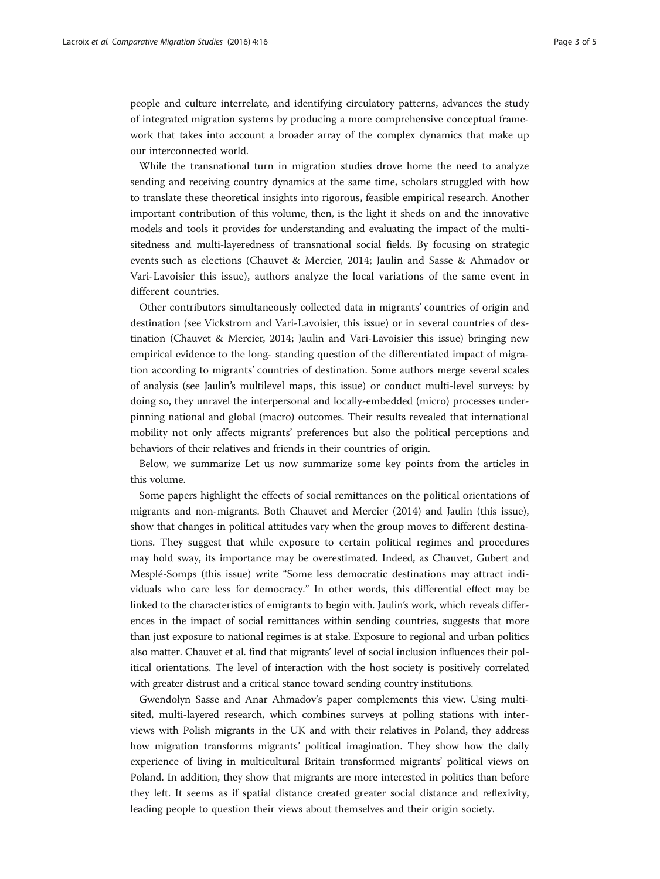people and culture interrelate, and identifying circulatory patterns, advances the study of integrated migration systems by producing a more comprehensive conceptual framework that takes into account a broader array of the complex dynamics that make up our interconnected world.

While the transnational turn in migration studies drove home the need to analyze sending and receiving country dynamics at the same time, scholars struggled with how to translate these theoretical insights into rigorous, feasible empirical research. Another important contribution of this volume, then, is the light it sheds on and the innovative models and tools it provides for understanding and evaluating the impact of the multi-sitedness and multi-layeredness of transnational social fields. By focusing on strategic events such as elections (Chauvet & Mercier, 2014; Jaulin and Sasse & Ahmadov or Vari-Lavoisier this issue), authors analyze the local variations of the same event in different countries.

Other contributors simultaneously collected data in migrants' countries of origin and destination (see Vickstrom and Vari-Lavoisier, this issue) or in several countries of destination (Chauvet & Mercier, 2014; Jaulin and Vari-Lavoisier this issue) bringing new empirical evidence to the long- standing question of the differentiated impact of migration according to migrants' countries of destination. Some authors merge several scales of analysis (see Jaulin's multilevel maps, this issue) or conduct multi-level surveys: by doing so, they unravel the interpersonal and locally-embedded (micro) processes underpinning national and global (macro) outcomes. Their results revealed that international mobility not only affects migrants' preferences but also the political perceptions and behaviors of their relatives and friends in their countries of origin.

Below, we summarize Let us now summarize some key points from the articles in this volume.

Some papers highlight the effects of social remittances on the political orientations of migrants and non-migrants. Both Chauvet and Mercier (2014) and Jaulin (this issue), show that changes in political attitudes vary when the group moves to different destinations. They suggest that while exposure to certain political regimes and procedures may hold sway, its importance may be overestimated. Indeed, as Chauvet, Gubert and Mesplé-Somps (this issue) write "Some less democratic destinations may attract individuals who care less for democracy." In other words, this differential effect may be linked to the characteristics of emigrants to begin with. Jaulin's work, which reveals differences in the impact of social remittances within sending countries, suggests that more than just exposure to national regimes is at stake. Exposure to regional and urban politics also matter. Chauvet et al. find that migrants' level of social inclusion influences their political orientations. The level of interaction with the host society is positively correlated with greater distrust and a critical stance toward sending country institutions.

Gwendolyn Sasse and Anar Ahmadov's paper complements this view. Using multi-sited, multi-layered research, which combines surveys at polling stations with interviews with Polish migrants in the UK and with their relatives in Poland, they address how migration transforms migrants' political imagination. They show how the daily experience of living in multicultural Britain transformed migrants' political views on Poland. In addition, they show that migrants are more interested in politics than before they left. It seems as if spatial distance created greater social distance and reflexivity, leading people to question their views about themselves and their origin society.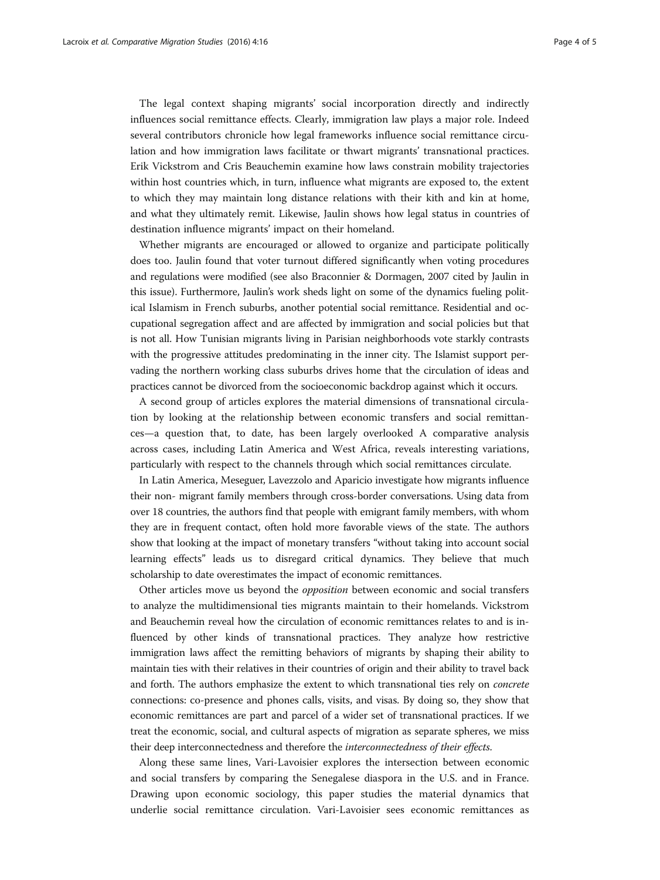The legal context shaping migrants' social incorporation directly and indirectly influences social remittance effects. Clearly, immigration law plays a major role. Indeed several contributors chronicle how legal frameworks influence social remittance circulation and how immigration laws facilitate or thwart migrants' transnational practices. Erik Vickstrom and Cris Beauchemin examine how laws constrain mobility trajectories within host countries which, in turn, influence what migrants are exposed to, the extent to which they may maintain long distance relations with their kith and kin at home, and what they ultimately remit. Likewise, Jaulin shows how legal status in countries of destination influence migrants' impact on their homeland.

Whether migrants are encouraged or allowed to organize and participate politically does too. Jaulin found that voter turnout differed significantly when voting procedures and regulations were modified (see also Braconnier & Dormagen, 2007 cited by Jaulin in this issue). Furthermore, Jaulin's work sheds light on some of the dynamics fueling political Islamism in French suburbs, another potential social remittance. Residential and occupational segregation affect and are affected by immigration and social policies but that is not all. How Tunisian migrants living in Parisian neighborhoods vote starkly contrasts with the progressive attitudes predominating in the inner city. The Islamist support pervading the northern working class suburbs drives home that the circulation of ideas and practices cannot be divorced from the socioeconomic backdrop against which it occurs.

A second group of articles explores the material dimensions of transnational circulation by looking at the relationship between economic transfers and social remittances—a question that, to date, has been largely overlooked A comparative analysis across cases, including Latin America and West Africa, reveals interesting variations, particularly with respect to the channels through which social remittances circulate.

In Latin America, Meseguer, Lavezzolo and Aparicio investigate how migrants influence their non- migrant family members through cross-border conversations. Using data from over 18 countries, the authors find that people with emigrant family members, with whom they are in frequent contact, often hold more favorable views of the state. The authors show that looking at the impact of monetary transfers "without taking into account social learning effects" leads us to disregard critical dynamics. They believe that much scholarship to date overestimates the impact of economic remittances.

Other articles move us beyond the *opposition* between economic and social transfers to analyze the multidimensional ties migrants maintain to their homelands. Vickstrom and Beauchemin reveal how the circulation of economic remittances relates to and is influenced by other kinds of transnational practices. They analyze how restrictive immigration laws affect the remitting behaviors of migrants by shaping their ability to maintain ties with their relatives in their countries of origin and their ability to travel back and forth. The authors emphasize the extent to which transnational ties rely on *concrete* connections: co-presence and phones calls, visits, and visas. By doing so, they show that economic remittances are part and parcel of a wider set of transnational practices. If we treat the economic, social, and cultural aspects of migration as separate spheres, we miss their deep interconnectedness and therefore the *interconnectedness of their effects*.

Along these same lines, Vari-Lavoisier explores the intersection between economic and social transfers by comparing the Senegalese diaspora in the U.S. and in France. Drawing upon economic sociology, this paper studies the material dynamics that underlie social remittance circulation. Vari-Lavoisier sees economic remittances as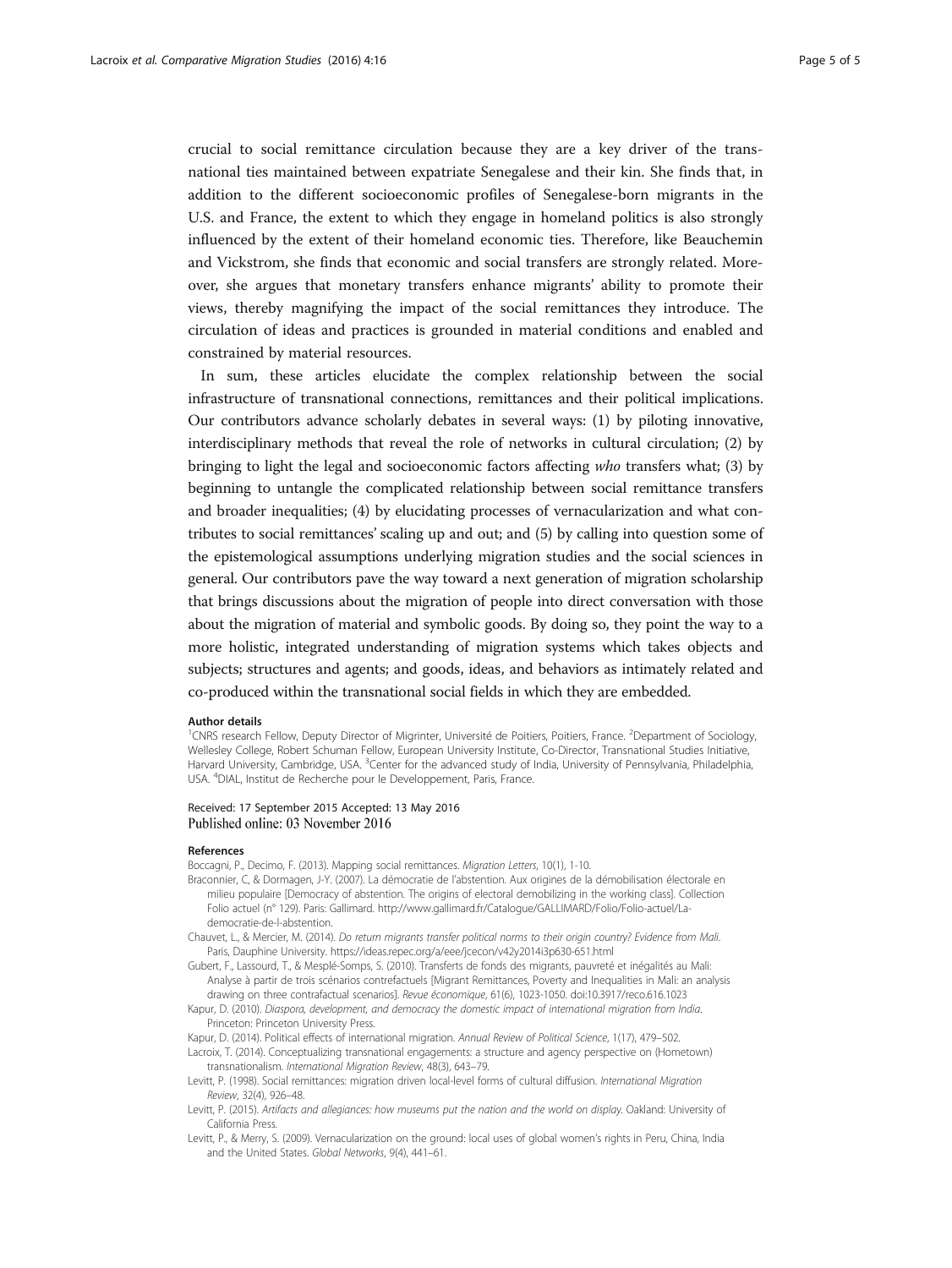crucial to social remittance circulation because they are a key driver of the transnational ties maintained between expatriate Senegalese and their kin. She finds that, in addition to the different socioeconomic profiles of Senegalese-born migrants in the U.S. and France, the extent to which they engage in homeland politics is also strongly influenced by the extent of their homeland economic ties. Therefore, like Beauchemin and Vickstrom, she finds that economic and social transfers are strongly related. Moreover, she argues that monetary transfers enhance migrants' ability to promote their views, thereby magnifying the impact of the social remittances they introduce. The circulation of ideas and practices is grounded in material conditions and enabled and constrained by material resources.

In sum, these articles elucidate the complex relationship between the social infrastructure of transnational connections, remittances and their political implications. Our contributors advance scholarly debates in several ways: (1) by piloting innovative, interdisciplinary methods that reveal the role of networks in cultural circulation; (2) by bringing to light the legal and socioeconomic factors affecting *who* transfers what; (3) by beginning to untangle the complicated relationship between social remittance transfers and broader inequalities; (4) by elucidating processes of vernacularization and what contributes to social remittances' scaling up and out; and (5) by calling into question some of the epistemological assumptions underlying migration studies and the social sciences in general. Our contributors pave the way toward a next generation of migration scholarship that brings discussions about the migration of people into direct conversation with those about the migration of material and symbolic goods. By doing so, they point the way to a more holistic, integrated understanding of migration systems which takes objects and subjects; structures and agents; and goods, ideas, and behaviors as intimately related and co-produced within the transnational social fields in which they are embedded.

#### Author details

[1]CNRS research Fellow, Deputy Director of Migrinter, Université de Poitiers, Poitiers, France. [2]Department of Sociology, Wellesley College, Robert Schuman Fellow, European University Institute, Co-Director, Transnational Studies Initiative, Harvard University, Cambridge, USA. [3]Center for the advanced study of India, University of Pennsylvania, Philadelphia, USA. [4]DIAL, Institut de Recherche pour le Developpement, Paris, France.

Received: 17 September 2015 Accepted: 13 May 2016
Published online: 03 November 2016

#### References

Boccagni, P., Decimo, F. (2013). Mapping social remittances. *Migration Letters*, 10(1), 1-10.

Braconnier, C, & Dormagen, J-Y. (2007). La démocratie de l'abstention. Aux origines de la démobilisation électorale en milieu populaire [Democracy of abstention. The origins of electoral demobilizing in the working class]. Collection Folio actuel (n° 129). Paris: Gallimard. http://www.gallimard.fr/Catalogue/GALLIMARD/Folio/Folio-actuel/La-democratie-de-l-abstention.

Chauvet, L., & Mercier, M. (2014). *Do return migrants transfer political norms to their origin country? Evidence from Mali*. Paris, Dauphine University. https://ideas.repec.org/a/eee/jcecon/v42y2014i3p630-651.html

Gubert, F., Lassourd, T., & Mesplé-Somps, S. (2010). Transferts de fonds des migrants, pauvreté et inégalités au Mali: Analyse à partir de trois scénarios contrefactuels [Migrant Remittances, Poverty and Inequalities in Mali: an analysis drawing on three contrafactual scenarios]. *Revue économique*, 61(6), 1023-1050. doi:10.3917/reco.616.1023

Kapur, D. (2010). *Diaspora, development, and democracy the domestic impact of international migration from India*. Princeton: Princeton University Press.

Kapur, D. (2014). Political effects of international migration. *Annual Review of Political Science*, 1(17), 479–502.

Lacroix, T. (2014). Conceptualizing transnational engagements: a structure and agency perspective on (Hometown) transnationalism. *International Migration Review*, 48(3), 643–79.

Levitt, P. (1998). Social remittances: migration driven local-level forms of cultural diffusion. *International Migration Review*, 32(4), 926–48.

Levitt, P. (2015). *Artifacts and allegiances: how museums put the nation and the world on display*. Oakland: University of California Press.

Levitt, P., & Merry, S. (2009). Vernacularization on the ground: local uses of global women's rights in Peru, China, India and the United States. *Global Networks*, 9(4), 441–61.